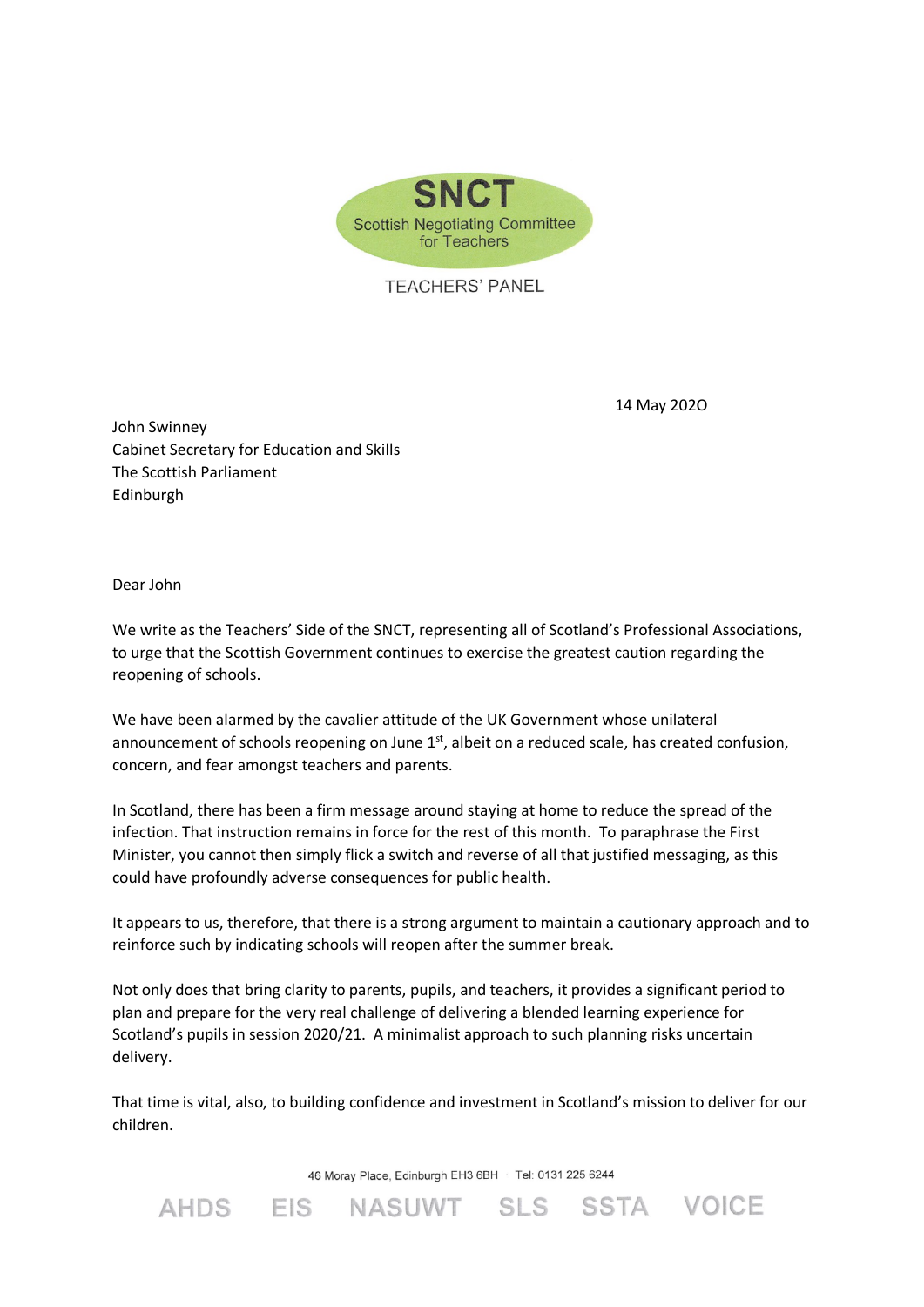# SNCT

Scottish Negotiating Committee for Teachers

TEACHERS' PANEL

14 May 2020

John Swinney
Cabinet Secretary for Education and Skills
The Scottish Parliament
Edinburgh

Dear John

We write as the Teachers' Side of the SNCT, representing all of Scotland's Professional Associations, to urge that the Scottish Government continues to exercise the greatest caution regarding the reopening of schools.

We have been alarmed by the cavalier attitude of the UK Government whose unilateral announcement of schools reopening on June 1st, albeit on a reduced scale, has created confusion, concern, and fear amongst teachers and parents.

In Scotland, there has been a firm message around staying at home to reduce the spread of the infection. That instruction remains in force for the rest of this month. To paraphrase the First Minister, you cannot then simply flick a switch and reverse of all that justified messaging, as this could have profoundly adverse consequences for public health.

It appears to us, therefore, that there is a strong argument to maintain a cautionary approach and to reinforce such by indicating schools will reopen after the summer break.

Not only does that bring clarity to parents, pupils, and teachers, it provides a significant period to plan and prepare for the very real challenge of delivering a blended learning experience for Scotland's pupils in session 2020/21. A minimalist approach to such planning risks uncertain delivery.

That time is vital, also, to building confidence and investment in Scotland's mission to deliver for our children.

46 Moray Place, Edinburgh EH3 6BH · Tel: 0131 225 6244

AHDS EIS NASUWT SLS SSTA VOICE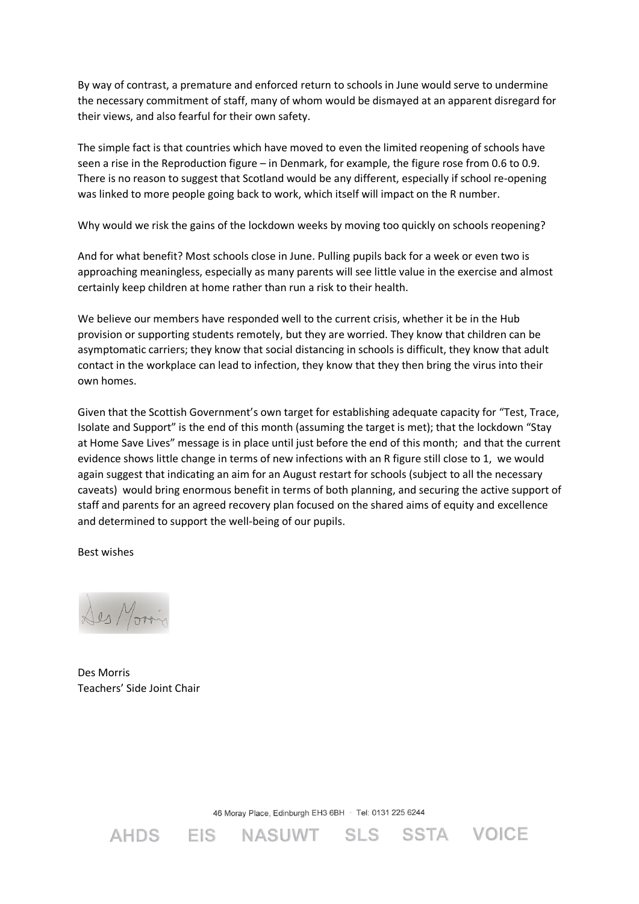By way of contrast, a premature and enforced return to schools in June would serve to undermine the necessary commitment of staff, many of whom would be dismayed at an apparent disregard for their views, and also fearful for their own safety.

The simple fact is that countries which have moved to even the limited reopening of schools have seen a rise in the Reproduction figure – in Denmark, for example, the figure rose from 0.6 to 0.9. There is no reason to suggest that Scotland would be any different, especially if school re-opening was linked to more people going back to work, which itself will impact on the R number.

Why would we risk the gains of the lockdown weeks by moving too quickly on schools reopening?

And for what benefit? Most schools close in June. Pulling pupils back for a week or even two is approaching meaningless, especially as many parents will see little value in the exercise and almost certainly keep children at home rather than run a risk to their health.

We believe our members have responded well to the current crisis, whether it be in the Hub provision or supporting students remotely, but they are worried. They know that children can be asymptomatic carriers; they know that social distancing in schools is difficult, they know that adult contact in the workplace can lead to infection, they know that they then bring the virus into their own homes.

Given that the Scottish Government's own target for establishing adequate capacity for "Test, Trace, Isolate and Support" is the end of this month (assuming the target is met); that the lockdown "Stay at Home Save Lives" message is in place until just before the end of this month; and that the current evidence shows little change in terms of new infections with an R figure still close to 1, we would again suggest that indicating an aim for an August restart for schools (subject to all the necessary caveats) would bring enormous benefit in terms of both planning, and securing the active support of staff and parents for an agreed recovery plan focused on the shared aims of equity and excellence and determined to support the well-being of our pupils.

Best wishes

Des Morris
Teachers' Side Joint Chair

46 Moray Place, Edinburgh EH3 6BH · Tel: 0131 225 6244

AHDS EIS NASUWT SLS SSTA VOICE